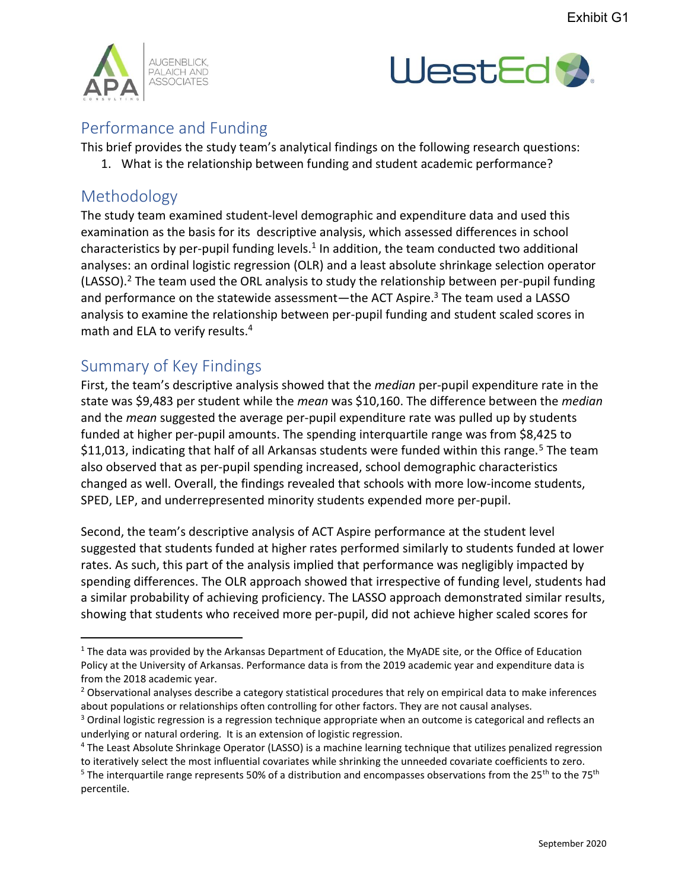Exhibit G1

# Performance and Funding

This brief provides the study team's analytical findings on the following research questions:

1. What is the relationship between funding and student academic performance?

## Methodology

The study team examined student-level demographic and expenditure data and used this examination as the basis for its descriptive analysis, which assessed differences in school characteristics by per-pupil funding levels.[1] In addition, the team conducted two additional analyses: an ordinal logistic regression (OLR) and a least absolute shrinkage selection operator (LASSO).[2] The team used the ORL analysis to study the relationship between per-pupil funding and performance on the statewide assessment—the ACT Aspire.[3] The team used a LASSO analysis to examine the relationship between per-pupil funding and student scaled scores in math and ELA to verify results.[4]

## Summary of Key Findings

First, the team's descriptive analysis showed that the *median* per-pupil expenditure rate in the state was $9,483 per student while the *mean* was $10,160. The difference between the *median* and the *mean* suggested the average per-pupil expenditure rate was pulled up by students funded at higher per-pupil amounts. The spending interquartile range was from $8,425 to $11,013, indicating that half of all Arkansas students were funded within this range.[5] The team also observed that as per-pupil spending increased, school demographic characteristics changed as well. Overall, the findings revealed that schools with more low-income students, SPED, LEP, and underrepresented minority students expended more per-pupil.

Second, the team's descriptive analysis of ACT Aspire performance at the student level suggested that students funded at higher rates performed similarly to students funded at lower rates. As such, this part of the analysis implied that performance was negligibly impacted by spending differences. The OLR approach showed that irrespective of funding level, students had a similar probability of achieving proficiency. The LASSO approach demonstrated similar results, showing that students who received more per-pupil, did not achieve higher scaled scores for

---

[1] The data was provided by the Arkansas Department of Education, the MyADE site, or the Office of Education Policy at the University of Arkansas. Performance data is from the 2019 academic year and expenditure data is from the 2018 academic year.

[2] Observational analyses describe a category statistical procedures that rely on empirical data to make inferences about populations or relationships often controlling for other factors. They are not causal analyses.

[3] Ordinal logistic regression is a regression technique appropriate when an outcome is categorical and reflects an underlying or natural ordering. It is an extension of logistic regression.

[4] The Least Absolute Shrinkage Operator (LASSO) is a machine learning technique that utilizes penalized regression to iteratively select the most influential covariates while shrinking the unneeded covariate coefficients to zero.

[5] The interquartile range represents 50% of a distribution and encompasses observations from the 25th to the 75th percentile.

September 2020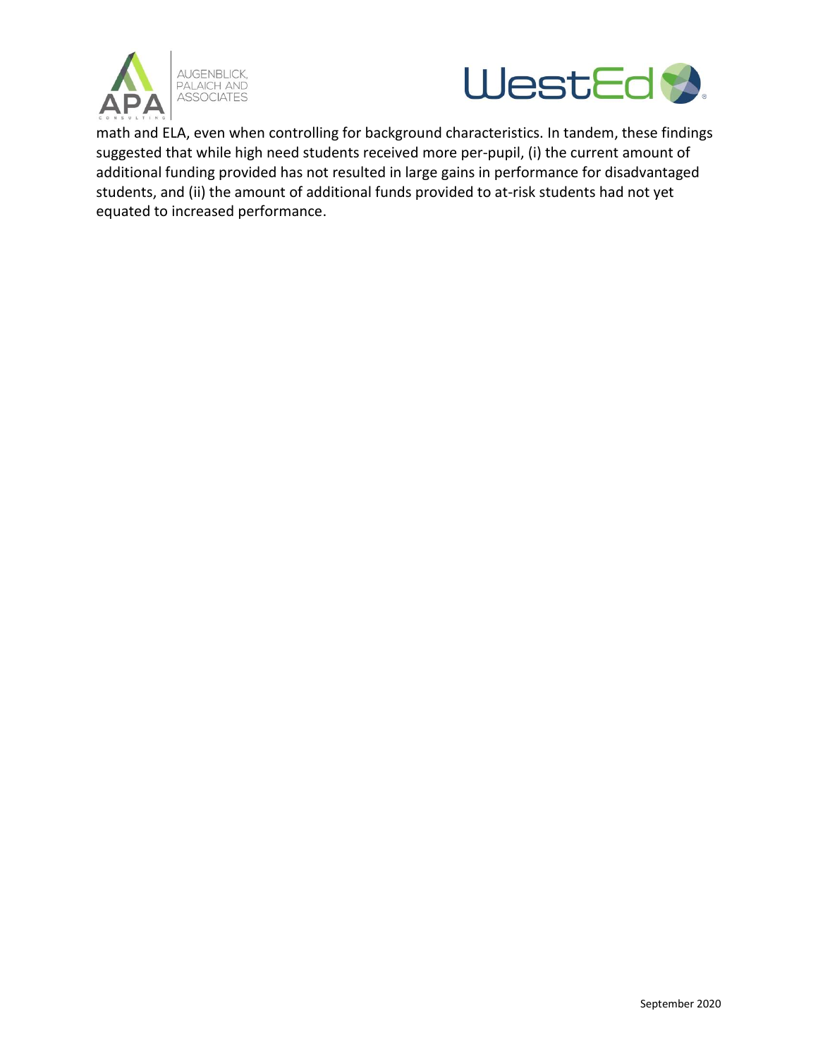math and ELA, even when controlling for background characteristics. In tandem, these findings suggested that while high need students received more per-pupil, (i) the current amount of additional funding provided has not resulted in large gains in performance for disadvantaged students, and (ii) the amount of additional funds provided to at-risk students had not yet equated to increased performance.